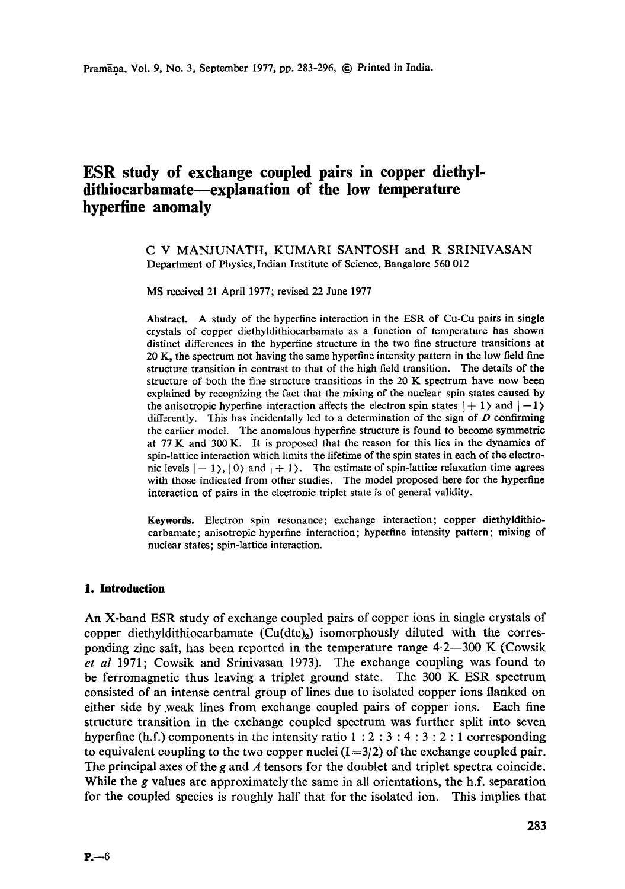# ESR study of exchange coupled pairs in copper diethyldithiocarbamate—explanation of the low temperature hyperfine anomaly

C V MANJUNATH, KUMARI SANTOSH and R SRINIVASAN
Department of Physics, Indian Institute of Science, Bangalore 560 012

MS received 21 April 1977; revised 22 June 1977

**Abstract.** A study of the hyperfine interaction in the ESR of Cu-Cu pairs in single crystals of copper diethyldithiocarbamate as a function of temperature has shown distinct differences in the hyperfine structure in the two fine structure transitions at 20 K, the spectrum not having the same hyperfine intensity pattern in the low field fine structure transition in contrast to that of the high field transition. The details of the structure of both the fine structure transitions in the 20 K spectrum have now been explained by recognizing the fact that the mixing of the nuclear spin states caused by the anisotropic hyperfine interaction affects the electron spin states $|+1\rangle$ and $|-1\rangle$ differently. This has incidentally led to a determination of the sign of $D$ confirming the earlier model. The anomalous hyperfine structure is found to become symmetric at 77 K and 300 K. It is proposed that the reason for this lies in the dynamics of spin-lattice interaction which limits the lifetime of the spin states in each of the electronic levels $|-1\rangle$, $|0\rangle$ and $|+1\rangle$. The estimate of spin-lattice relaxation time agrees with those indicated from other studies. The model proposed here for the hyperfine interaction of pairs in the electronic triplet state is of general validity.

**Keywords.** Electron spin resonance; exchange interaction; copper diethyldithiocarbamate; anisotropic hyperfine interaction; hyperfine intensity pattern; mixing of nuclear states; spin-lattice interaction.

## 1. Introduction

An X-band ESR study of exchange coupled pairs of copper ions in single crystals of copper diethyldithiocarbamate ($Cu(dtc)_2$) isomorphously diluted with the corresponding zinc salt, has been reported in the temperature range 4·2—300 K (Cowsik *et al* 1971; Cowsik and Srinivasan 1973). The exchange coupling was found to be ferromagnetic thus leaving a triplet ground state. The 300 K ESR spectrum consisted of an intense central group of lines due to isolated copper ions flanked on either side by weak lines from exchange coupled pairs of copper ions. Each fine structure transition in the exchange coupled spectrum was further split into seven hyperfine (h.f.) components in the intensity ratio 1 : 2 : 3 : 4 : 3 : 2 : 1 corresponding to equivalent coupling to the two copper nuclei ($I = 3/2$) of the exchange coupled pair. The principal axes of the $g$ and $A$ tensors for the doublet and triplet spectra coincide. While the $g$ values are approximately the same in all orientations, the h.f. separation for the coupled species is roughly half that for the isolated ion. This implies that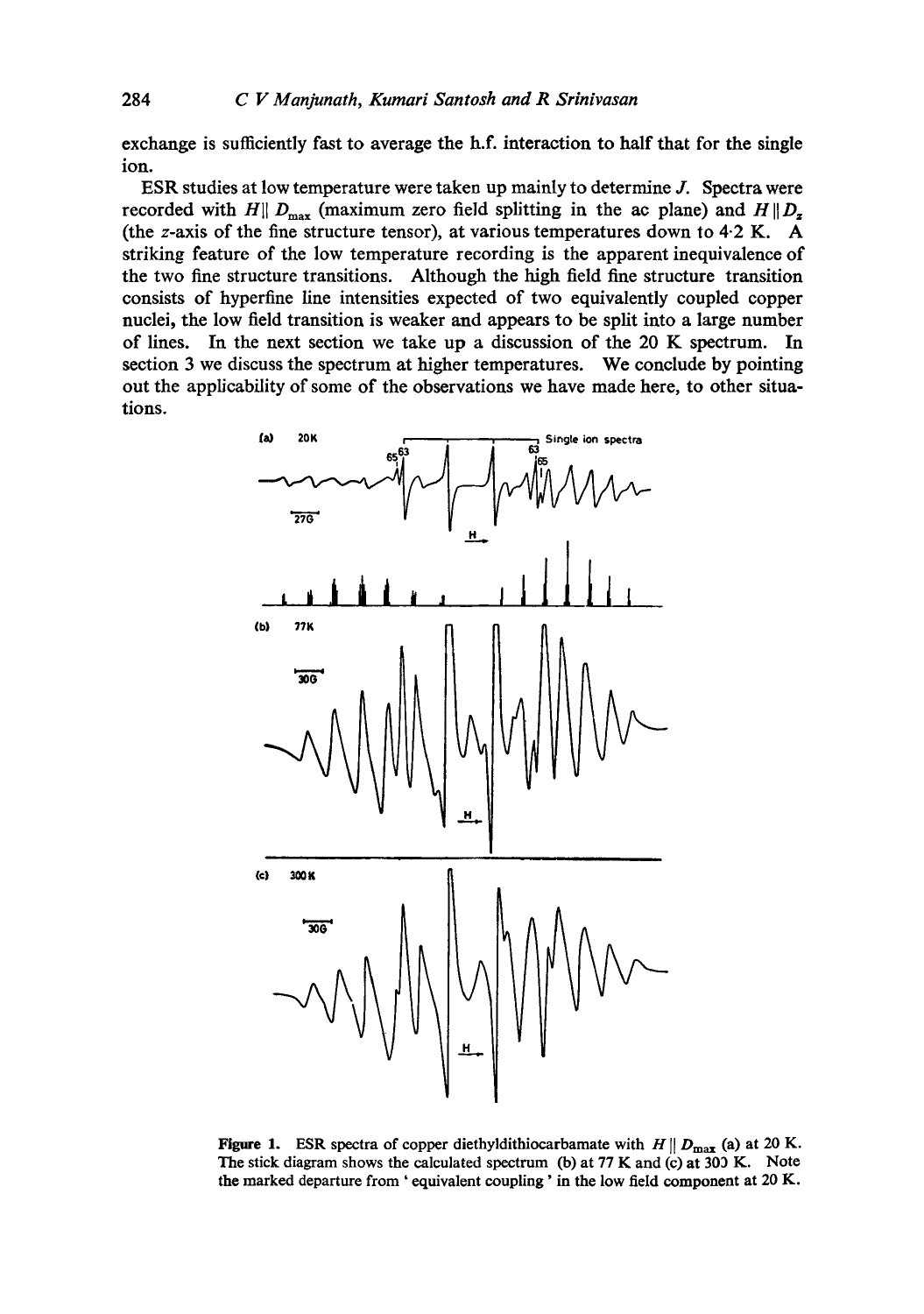exchange is sufficiently fast to average the h.f. interaction to half that for the single ion.

ESR studies at low temperature were taken up mainly to determine $J$. Spectra were recorded with $H \| D_{max}$ (maximum zero field splitting in the ac plane) and $H \| D_z$ (the $z$-axis of the fine structure tensor), at various temperatures down to 4·2 K. A striking feature of the low temperature recording is the apparent inequivalence of the two fine structure transitions. Although the high field fine structure transition consists of hyperfine line intensities expected of two equivalently coupled copper nuclei, the low field transition is weaker and appears to be split into a large number of lines. In the next section we take up a discussion of the 20 K spectrum. In section 3 we discuss the spectrum at higher temperatures. We conclude by pointing out the applicability of some of the observations we have made here, to other situations.

**Figure 1.** ESR spectra of copper diethyldithiocarbamate with $H \| D_{max}$ (a) at 20 K. The stick diagram shows the calculated spectrum (b) at 77 K and (c) at 300 K. Note the marked departure from ' equivalent coupling ' in the low field component at 20 K.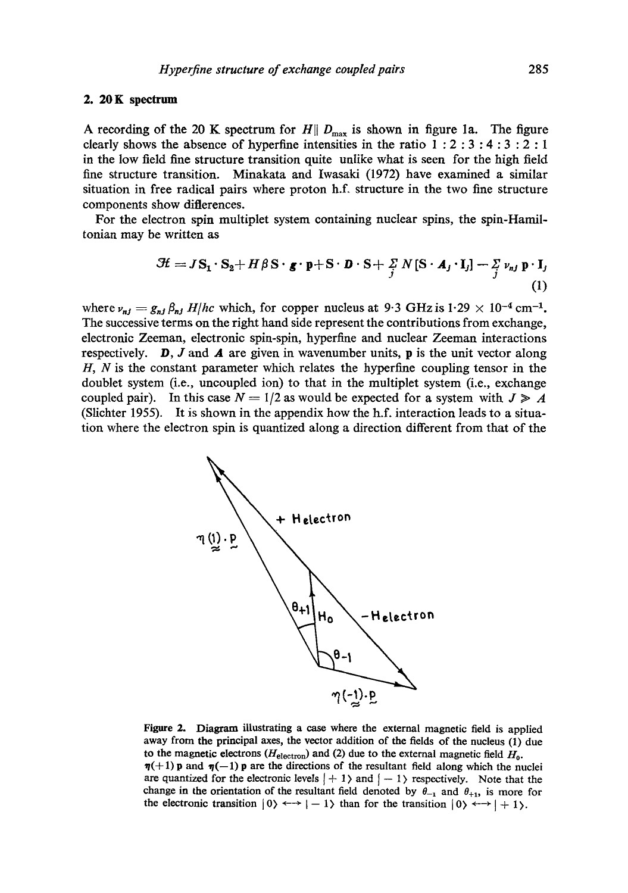## 2. 20 K spectrum

A recording of the 20 K spectrum for $H \| D_{max}$ is shown in figure 1a. The figure clearly shows the absence of hyperfine intensities in the ratio 1 : 2 : 3 : 4 : 3 : 2 : 1 in the low field fine structure transition quite unlike what is seen for the high field fine structure transition. Minakata and Iwasaki (1972) have examined a similar situation in free radical pairs where proton h.f. structure in the two fine structure components show differences.

For the electron spin multiplet system containing nuclear spins, the spin-Hamiltonian may be written as

$$\mathcal{H} = J\mathbf{S}_1 \cdot \mathbf{S}_2 + H\beta \mathbf{S} \cdot \boldsymbol{g} \cdot \mathbf{p} + \mathbf{S} \cdot \boldsymbol{D} \cdot \mathbf{S} + \sum_j N[\mathbf{S} \cdot \boldsymbol{A}_j \cdot \mathbf{I}_j] - \sum_j \nu_{nj}\, \mathbf{p} \cdot \mathbf{I}_j \tag{1}$$

where $\nu_{nj} = g_{nj}\beta_{nj} H/hc$ which, for copper nucleus at 9·3 GHz is $1{\cdot}29 \times 10^{-4}\ \text{cm}^{-1}$. The successive terms on the right hand side represent the contributions from exchange, electronic Zeeman, electronic spin-spin, hyperfine and nuclear Zeeman interactions respectively. $\boldsymbol{D}$, $J$ and $\boldsymbol{A}$ are given in wavenumber units, $\mathbf{p}$ is the unit vector along $H$, $N$ is the constant parameter which relates the hyperfine coupling tensor in the doublet system (i.e., uncoupled ion) to that in the multiplet system (i.e., exchange coupled pair). In this case $N = 1/2$ as would be expected for a system with $J \gg A$ (Slichter 1955). It is shown in the appendix how the h.f. interaction leads to a situation where the electron spin is quantized along a direction different from that of the

Figure 2. Diagram illustrating a case where the external magnetic field is applied away from the principal axes, the vector addition of the fields of the nucleus (1) due to the magnetic electrons ($H_{\text{electron}}$) and (2) due to the external magnetic field $H_0$. $\eta(+1)\,\mathbf{p}$ and $\eta(-1)\,\mathbf{p}$ are the directions of the resultant field along which the nuclei are quantized for the electronic levels $|+1\rangle$ and $|-1\rangle$ respectively. Note that the change in the orientation of the resultant field denoted by $\theta_{-1}$ and $\theta_{+1}$, is more for the electronic transition $|0\rangle \longleftrightarrow |-1\rangle$ than for the transition $|0\rangle \longleftrightarrow |+1\rangle$.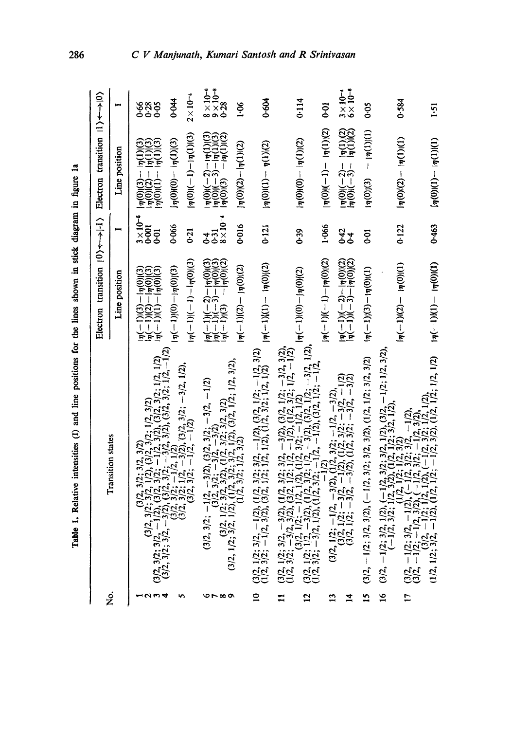**Table 1.** Relative intensities (I) and line positions for the lines shown in stick diagram in figure 1a

| No. | Transition states | Electron transition $\vert 0\rangle \leftrightarrow \vert -1\rangle$ Line position | I | Electron transition $\vert 1\rangle \leftrightarrow \vert 0\rangle$ Line position | I |
|---|---|---|---|---|---|
| 1 | (3/2, 3/2; 3/2, 3/2) | $\vert\eta(-1)\vert(3) - \vert\eta(0)\vert(3)$ | $3\times10^{-6}$ | $\vert\eta(0)\vert(3) - \vert\eta(1)\vert(3)$ | 0·66 |
| 2 | (3/2, 3/2; 3/2, 1/2), (3/2, 3/2; 1/2, 3/2) | $\vert\eta(-1)\vert(2) - \vert\eta(0)\vert(3)$ | 0·001 | $\vert\eta(0)\vert(2) - \vert\eta(1)\vert(3)$ | 0·28 |
| 3 | (3/2, 3/2; 3/2, −1/2), (3/2, 3/2; −1/2, 3/2), (3/2, 3/2; 1/2, 1/2) | $\vert\eta(-1)\vert(1) - \vert\eta(0)\vert(3)$ | 0·01 | $\vert\eta(0)\vert(1) - \vert\eta(1)\vert(3)$ | 0·05 |
| 4 | (3/2, 3/2; 3/2, −3/2), (3/2, 3/2; −3/2, 3/2), (3/2, 3/2; 1/2, −1/2), (3/2, 3/2; −1/2, 1/2) | $\vert\eta(-1)\vert(0) - \vert\eta(0)\vert(3)$ | 0·066 | $\vert\eta(0)\vert(0) - \vert\eta(1)\vert(3)$ | 0·044 |
| 5 | (3/2, 3/2; 1/2, −3/2), (3/2, 3/2; −3/2, 1/2), (3/2, 3/2; −1/2, −1/2) | $\vert\eta(-1)\vert(-1) - \vert\eta(0)\vert(3)$ | 0·21 | $\vert\eta(0)\vert(-1) - \vert\eta(1)\vert(3)$ | $2\times10^{-4}$ |
| 6 | (3/2, 3/2; −1/2, −3/2), (3/2, 3/2; −3/2, −1/2) | $\vert\eta(-1)\vert(-2) - \vert\eta(0)\vert(3)$ | 0·4 | $\vert\eta(0)\vert(-2) - \vert\eta(1)\vert(3)$ | $8\times10^{-6}$ |
| 7 | (3/2, 3/2; −3/2, −3/2) | $\vert\eta(-1)\vert(-3) - \vert\eta(0)\vert(3)$ | 0·31 | $\vert\eta(0)\vert(-3) - \vert\eta(1)\vert(3)$ | $9\times10^{-8}$ |
| 8 | (3/2, 1/2; 3/2, 3/2), (1/2, 3/2; 3/2, 3/2) | $\vert\eta(-1)\vert(3) - \vert\eta(0)\vert(2)$ | $8\times10^{-4}$ | $\vert\eta(0)\vert(3) - \vert\eta(1)\vert(2)$ | 0·28 |
| 9 | (3/2, 1/2; 3/2, 1/2), (1/2, 3/2; 3/2, 1/2), (3/2, 1/2; 1/2, 3/2), (1/2, 3/2; 1/2, 3/2) | $\vert\eta(-1)\vert(2) - \vert\eta(0)\vert(2)$ | 0·016 | $\vert\eta(0)\vert(2) - \vert\eta(1)\vert(2)$ | 1·06 |
| 10 | (3/2, 1/2; 3/2, −1/2), (1/2, 3/2; 3/2, −1/2), (3/2, 1/2; −1/2, 3/2), (1/2, 3/2; −1/2, 3/2), (3/2, 1/2; 1/2, 1/2), (1/2, 3/2; 1/2, 1/2) | $\vert\eta(-1)\vert(1) - \vert\eta(0)\vert(2)$ | 0·121 | $\vert\eta(0)\vert(1) - \vert\eta(1)\vert(2)$ | 0·604 |
| 11 | (3/2, 1/2; 3/2, −3/2), (1/2, 3/2; 3/2, −3/2), (3/2, 1/2; −3/2, 3/2), (1/2, 3/2; −3/2, 3/2), (3/2, 1/2; 1/2, −1/2), (1/2, 3/2; 1/2, −1/2), (3/2, 1/2; −1/2, 1/2), (1/2, 3/2; −1/2, 1/2) | $\vert\eta(-1)\vert(0) - \vert\eta(0)\vert(2)$ | 0·39 | $\vert\eta(0)\vert(0) - \vert\eta(1)\vert(2)$ | 0·114 |
| 12 | (3/2, 1/2; 1/2, −3/2), (1/2, 3/2; 1/2, −3/2), (3/2, 1/2; −3/2, 1/2), (1/2, 3/2; −3/2, 1/2), (3/2, 1/2; −1/2, −1/2), (1/2, 3/2; −1/2, −1/2) | $\vert\eta(-1)\vert(-1) - \vert\eta(0)\vert(2)$ | 1·066 | $\vert\eta(0)\vert(-1) - \vert\eta(1)\vert(2)$ | 0·01 |
| 13 | (3/2, 1/2; −1/2, −3/2), (1/2, 3/2; −1/2, −3/2), (3/2, 1/2; −3/2, −1/2), (1/2, 3/2; −3/2, −1/2) | $\vert\eta(-1)\vert(-2) - \vert\eta(0)\vert(2)$ | 0·42 | $\vert\eta(0)\vert(-2) - \vert\eta(1)\vert(2)$ | $3\times10^{-4}$ |
| 14 | (3/2, 1/2; −3/2, −3/2), (1/2, 3/2; −3/2, −3/2) | $\vert\eta(-1)\vert(-3) - \vert\eta(0)\vert(2)$ | 0·4 | $\vert\eta(0)\vert(-3) - \vert\eta(1)\vert(2)$ | $6\times10^{-6}$ |
| 15 | (3/2, −1/2; 3/2, 3/2), (−1/2, 3/2; 3/2, 3/2), (1/2, 1/2; 3/2, 3/2) | $\vert\eta(-1)\vert(3) - \vert\eta(0)\vert(1)$ | 0·01 | $\vert\eta(0)\vert(3) - \vert\eta(1)\vert(1)$ | 0·05 |
| 16 | (3/2, −1/2; 3/2, 1/2), (−1/2, 3/2; 3/2, 1/2), (3/2, −1/2; 1/2, 3/2), (−1/2, 3/2; 1/2, 3/2), (1/2, 1/2; 3/2, 1/2), (1/2, 1/2; 1/2, 3/2) | $\vert\eta(-1)\vert(2) - \vert\eta(0)\vert(1)$ | 0·122 | $\vert\eta(0)\vert(2) - \vert\eta(1)\vert(1)$ | 0·584 |
| 17 | (3/2, −1/2; 3/2, −1/2), (−1/2, 3/2; 3/2, −1/2), (3/2, −1/2; −1/2, 3/2), (−1/2, 3/2; −1/2, 3/2), (3/2, −1/2; 1/2, 1/2), (−1/2, 3/2; 1/2, 1/2), (1/2, 1/2; 3/2, −1/2), (1/2, 1/2; −1/2, 3/2), (1/2, 1/2; 1/2, 1/2) | $\vert\eta(-1)\vert(1) - \vert\eta(0)\vert(1)$ | 0·463 | $\vert\eta(0)\vert(1) - \vert\eta(1)\vert(1)$ | 1·51 |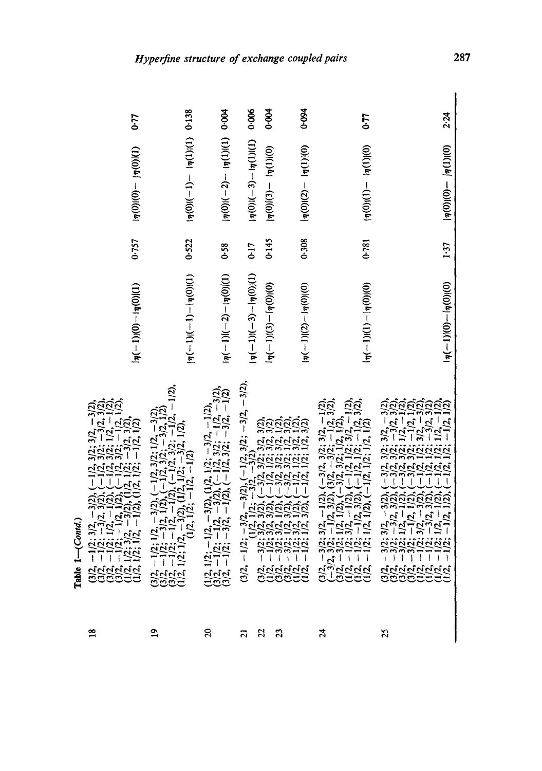Table 1—(*Contd.*)

| | | | | | |
|---|---|---|---|---|---|
| 18 | (3/2, −1/2; 3/2, −3/2), (−1/2, 3/2; 3/2, −3/2), (3/2, −1/2; −3/2, 3/2), (−1/2, 3/2; −3/2, 3/2), (3/2, −1/2; 1/2, −1/2), (−1/2, 3/2; 1/2, −1/2), (3/2, −1/2; −1/2, 1/2), (−1/2, 3/2; −1/2, 1/2), (1/2, 1/2; 3/2, −3/2), (1/2, 1/2; −3/2, 3/2), (1/2, 1/2; 1/2, −1/2), (1/2, 1/2; −1/2, 1/2) | $\lvert\eta(-1)\rangle(0)-\lvert\eta(0)\rangle(1)$ | 0·757 | $\lvert\eta(0)\rangle(0)-\lvert\eta(0)\rangle(1)$ | 0·77 |
| 19 | (3/2, −1/2; 1/2, −3/2), (−1/2, 3/2; 1/2, −3/2), (3/2, −1/2; −3/2, 1/2), (−1/2, 3/2; −3/2, 1/2), (3/2, −1/2; −1/2, −1/2), (−1/2, 3/2; −1/2, −1/2), (1/2, 1/2; 1/2, −3/2), (1/2, 1/2; −3/2, 1/2), (1/2, 1/2; −1/2, −1/2) | $\lvert\eta(-1)\rangle(-1)-\lvert\eta(0)\rangle(1)$ | 0·522 | $\lvert\eta(0)\rangle(-1)-\lvert\eta(1)\rangle(1)$ | 0·138 |
| 20 | (1/2, 1/2; −1/2, −3/2), (1/2, 1/2; −3/2, −1/2), (3/2, −1/2; −1/2, −3/2), (−1/2, 3/2; −1/2, −3/2), (3/2, −1/2; −3/2, −1/2), (−1/2, 3/2; −3/2, −1/2) | $\lvert\eta(-1)\rangle(-2)-\lvert\eta(0)\rangle(1)$ | 0·58 | $\lvert\eta(0)\rangle(-2)-\lvert\eta(1)\rangle(1)$ | 0·004 |
| 21 | (3/2, −1/2; −3/2, −3/2), (−1/2, 3/2; −3/2, −3/2), (1/2, 1/2; −3/2, −3/2) | $\lvert\eta(-1)\rangle(-3)-\lvert\eta(0)\rangle(1)$ | 0·17 | $\lvert\eta(0)\rangle(-3)-\lvert\eta(1)\rangle(1)$ | 0·006 |
| 22 | (3/2, −3/2; 3/2, 3/2), (−3/2, 3/2; 3/2, 3/2), (1/2, −1/2; 3/2, 3/2), (−1/2, 1/2; 3/2, 3/2) | $\lvert\eta(-1)\rangle(3)-\lvert\eta(0)\rangle(0)$ | 0·145 | $\lvert\eta(0)\rangle(3)-\lvert\eta(1)\rangle(0)$ | 0·004 |
| 23 | (3/2, −3/2; 3/2, 1/2), (−3/2, 3/2; 3/2, 1/2), (3/2, −3/2; 1/2, 3/2), (−3/2, 3/2; 1/2, 3/2), (1/2, −1/2; 3/2, 1/2), (−1/2, 1/2; 3/2, 1/2), (1/2, −1/2; 1/2, 3/2), (−1/2, 1/2; 1/2, 3/2) | $\lvert\eta(-1)\rangle(2)-\lvert\eta(0)\rangle(0)$ | 0·308 | $\lvert\eta(0)\rangle(2)-\lvert\eta(1)\rangle(0)$ | 0·094 |
| 24 | (3/2, −3/2; 3/2, −1/2), (−3/2, 3/2; 3/2, −1/2), (−3/2, 3/2; −1/2, 3/2), (3/2, −3/2; −1/2, 3/2), (3/2, −3/2; 1/2, 1/2), (−3/2, 3/2; 1/2, 1/2), (1/2, −1/2; 3/2, −1/2), (−1/2, 1/2; 3/2, −1/2), (1/2, −1/2; −1/2, 3/2), (−1/2, 1/2; −1/2, 3/2), (1/2, −1/2; 1/2, 1/2), (−1/2, 1/2; 1/2, 1/2) | $\lvert\eta(-1)\rangle(1)-\lvert\eta(0)\rangle(0)$ | 0·781 | $\lvert\eta(0)\rangle(1)-\lvert\eta(1)\rangle(0)$ | 0·77 |
| 25 | (3/2, −3/2; 3/2, −3/2), (−3/2, 3/2; 3/2, −3/2), (3/2, −3/2; −3/2, 3/2), (−3/2, 3/2; −3/2, 3/2), (3/2, −3/2; 1/2, −1/2), (−3/2, 3/2; 1/2, −1/2), (3/2, −3/2; −1/2, 1/2), (−3/2, 3/2; −1/2, 1/2), (1/2, −1/2; 3/2, −3/2), (−1/2, 1/2; 3/2, −3/2), (1/2, −1/2; −3/2, 3/2), (−1/2, 1/2; −3/2, 3/2), (1/2, −1/2; 1/2, −1/2), (−1/2, 1/2; 1/2, −1/2), (1/2, −1/2; −1/2, 1/2), (−1/2, 1/2; −1/2, 1/2) | $\lvert\eta(-1)\rangle(0)-\lvert\eta(0)\rangle(0)$ | 1·37 | $\lvert\eta(0)\rangle(0)-\lvert\eta(1)\rangle(0)$ | 2·24 |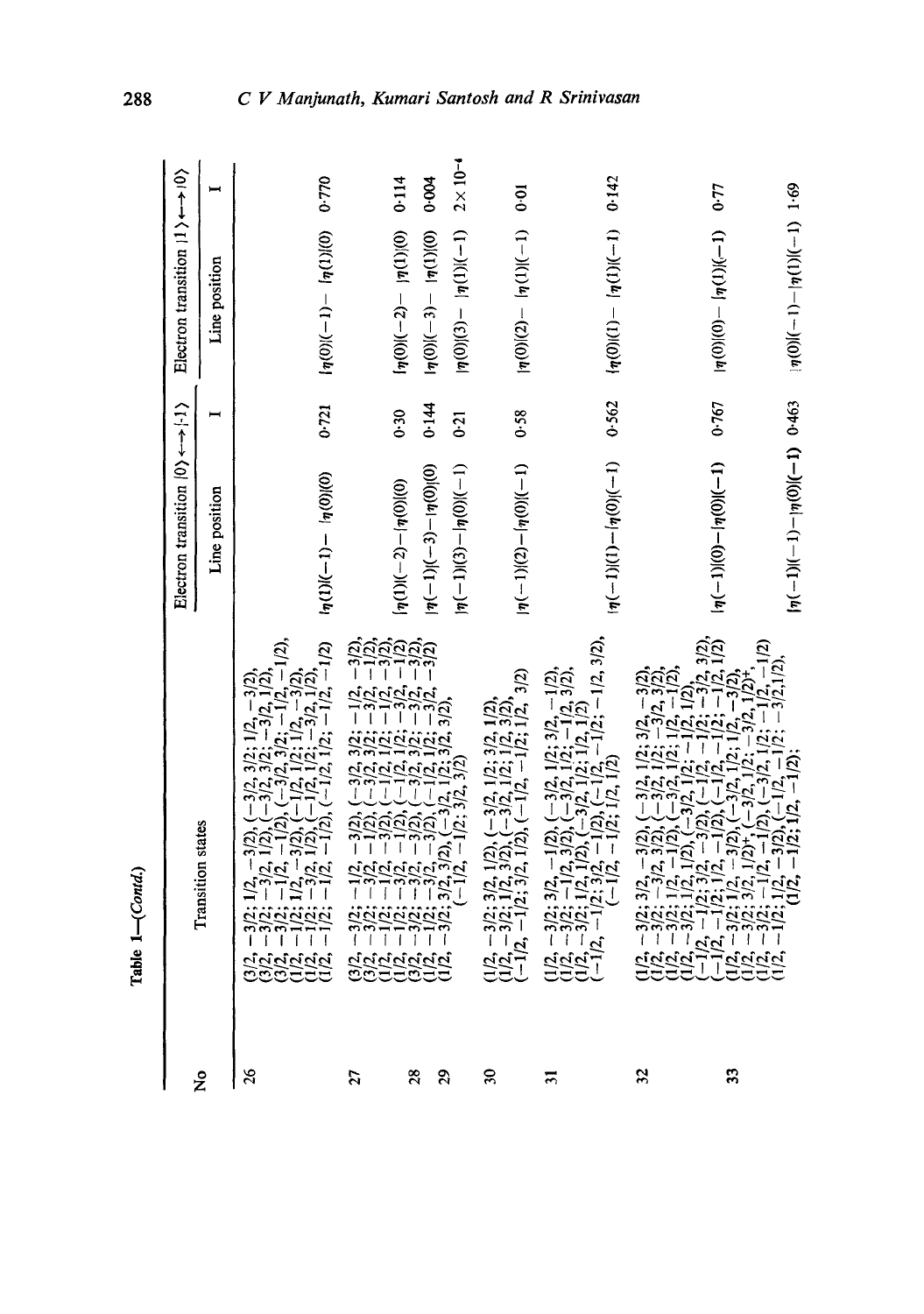Table 1—(*Contd.*)

| No | Transition states | Electron transition $\|0\rangle \longleftrightarrow \|-1\rangle$ | | Electron transition $\|1\rangle \longleftrightarrow \|0\rangle$ | |
|---|---|---|---|---|---|
| | | Line position | I | Line position | I |
| 26 | (3/2, −3/2; 1/2, −3/2), (−3/2, 3/2; 1/2, −3/2), (3/2, −3/2; −3/2, 1/2), (−3/2, 3/2; −3/2, 1/2), (3/2, −3/2; −1/2, −1/2), (−3/2, 3/2; −1/2, −1/2), (1/2, −1/2; 1/2, −3/2), (−1/2, 1/2; 1/2, −3/2), (1/2, −1/2; −3/2, 1/2), (−1/2, 1/2; −3/2, 1/2), (1/2, −1/2; −1/2, −1/2), (−1/2, 1/2; −1/2, −1/2) | $\|\eta(1)\|(-1)-\|\eta(0)\|(0)$ | 0·721 | $\|\eta(0)\|(-1)-\|\eta(1)\|(0)$ | 0·770 |
| 27 | (3/2, −3/2; −1/2, −3/2), (−3/2, 3/2; −1/2, −3/2), (3/2, −3/2; −3/2, −1/2), (−3/2, 3/2; −3/2, −1/2), (1/2, −1/2; −1/2, −3/2), (−1/2, 1/2; −1/2, −3/2), (1/2, −1/2; −3/2, −1/2), (−1/2, 1/2; −3/2, −1/2) | $\|\eta(1)\|(-2)-\|\eta(0)\|(0)$ | 0·30 | $\|\eta(0)\|(-2)-\|\eta(1)\|(0)$ | 0·114 |
| 28 | (3/2, −3/2; −3/2, −3/2), (−3/2, 3/2; −3/2, −3/2), (1/2, −1/2; −3/2, −3/2), (−1/2, 1/2; −3/2, −3/2) | $\|\eta(-1)\|(-3)-\|\eta(0)\|(0)$ | 0·144 | $\|\eta(0)\|(-3)-\|\eta(1)\|(0)$ | 0·004 |
| 29 | (1/2, −3/2; 3/2, 3/2), (−3/2, 1/2; 3/2, 3/2), (−1/2, −1/2; 3/2, 3/2) | $\|\eta(-1)\|(3)-\|\eta(0)\|(-1)$ | 0·21 | $\|\eta(0)\|(3)-\|\eta(1)\|(-1)$ | $2\times10^{-4}$ |
| 30 | (1/2, −3/2; 3/2, 1/2), (−3/2, 1/2; 3/2, 1/2), (1/2, −3/2; 1/2, 3/2), (−3/2, 1/2; 1/2, 3/2), (−1/2, −1/2; 3/2, 1/2), (−1/2, −1/2; 1/2, 3/2) | $\|\eta(-1)\|(2)-\|\eta(0)\|(-1)$ | 0·58 | $\|\eta(0)\|(2)-\|\eta(1)\|(-1)$ | 0·01 |
| 31 | (1/2, −3/2; 3/2, −1/2), (−3/2, 1/2; 3/2, −1/2), (1/2, −3/2; −1/2, 3/2), (−3/2, 1/2; −1/2, 3/2), (1/2, −3/2; 1/2, 1/2), (−3/2, 1/2; 1/2, 1/2), (−1/2, −1/2; 3/2, −1/2), (−1/2, −1/2; −1/2, 3/2), (−1/2, −1/2; 1/2, 1/2) | $\|\eta(-1)\|(1)-\|\eta(0)\|(-1)$ | 0·562 | $\|\eta(0)\|(1)-\|\eta(1)\|(-1)$ | 0·142 |
| 32 | (1/2, −3/2; 3/2, −3/2), (−3/2, 1/2; 3/2, −3/2), (1/2, −3/2; −3/2, 3/2), (−3/2, 1/2; −3/2, 3/2), (1/2, −3/2; 1/2, −1/2), (−3/2, 1/2; 1/2, −1/2), (1/2, −3/2; −1/2, 1/2), (−3/2, 1/2; −1/2, 1/2), (−1/2, −1/2; 3/2, −3/2), (−1/2, −1/2; −3/2, 3/2), (−1/2, −1/2; 1/2, −1/2), (−1/2, −1/2; −1/2, 1/2) | $\|\eta(-1)\|(0)-\|\eta(0)\|(-1)$ | 0·767 | $\|\eta(0)\|(0)-\|\eta(1)\|(-1)$ | 0·77 |
| 33 | (1/2, −3/2; 1/2, −3/2), (−3/2, 1/2; 1/2, −3/2), (1/2, −3/2; −3/2, 1/2)*, (−3/2, 1/2; −3/2, 1/2)*, (1/2, −3/2; −1/2, −1/2), (−3/2, 1/2; −1/2, −1/2), (1/2, −1/2; 1/2, −3/2), (−1/2, −1/2; −3/2, 1/2), (1/2, −1/2; 1/2, −1/2); | $\|\eta(-1)\|(-1)-\|\eta(0)\|(-1)$ | 0·463 | $\|\eta(0)\|(-1)-\|\eta(1)\|(-1)$ | 1·69 |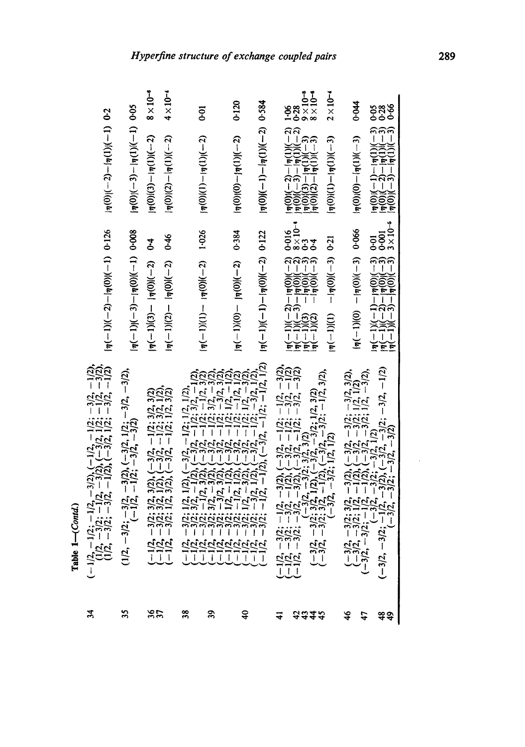Table 1—(*Contd.*)

| | | | | | |
|---|---|---|---|---|---|
| 34 | (−1/2, −1/2; −1/2, −3/2), (−1/2, −1/2; −3/2, −1/2), (1/2, −3/2; −1/2, −3/2), (−3/2, 1/2; −1/2, −3/2), (1/2, −3/2; −3/2, −1/2), (−3/2, 1/2; −3/2, −1/2) | $\lvert\bar{\eta}(-1)\rangle(-2)-\lvert\bar{\eta}(0)\rangle(-1)$ | 0·126 | $\lvert\bar{\eta}(0)\rangle(-2)-\lvert\bar{\eta}(1)\rangle(-1)$ | 0·2 |
| 35 | (1/2, −3/2; −3/2, −3/2), (−3/2, 1/2; −3/2, −3/2), (−1/2, −1/2; −3/2, −3/2) | $\lvert\bar{\eta}(-1)\rangle(-3)-\lvert\bar{\eta}(0)\rangle(-1)$ | 0·008 | $\lvert\bar{\eta}(0)\rangle(-3)-\lvert\bar{\eta}(1)\rangle(-1)$ | 0·05 |
| 36 | (−1/2, −3/2; 3/2, 3/2), (−3/2, −1/2; 3/2, 3/2) | $\lvert\bar{\eta}(-1)\rangle(3)-\lvert\bar{\eta}(0)\rangle(-2)$ | 0·4 | $\lvert\bar{\eta}(0)\rangle(3)-\lvert\bar{\eta}(1)\rangle(-2)$ | $8\times10^{-6}$ |
| 37 | (−1/2, −3/2; 3/2, 1/2), (−3/2, −1/2; 3/2, 1/2), (−1/2, −3/2; 1/2, 3/2), (−3/2, −1/2; 1/2, 3/2) | $\lvert\bar{\eta}(-1)\rangle(2)-\lvert\bar{\eta}(0)\rangle(-2)$ | 0·46 | $\lvert\bar{\eta}(0)\rangle(2)-\lvert\bar{\eta}(1)\rangle(-2)$ | $4\times10^{-4}$ |
| 38 | (−1/2, −3/2; 1/2, 1/2), (−3/2, −1/2; 1/2, 1/2), (−1/2, −3/2; 3/2, −1/2), (−3/2, −1/2; 3/2, −1/2), | | | | |
| 39 | (−1/2, −3/2; −1/2, 3/2), (−3/2, −1/2; −1/2, 3/2) | $\lvert\bar{\eta}(-1)\rangle(1)-\lvert\bar{\eta}(0)\rangle(-2)$ | 1·026 | $\lvert\bar{\eta}(0)\rangle(1)-\lvert\bar{\eta}(1)\rangle(-2)$ | 0·01 |
| | (−1/2, −3/2; 3/2, −3/2), (−3/2, −1/2; 3/2, −3/2), (−1/2, −3/2; −3/2, 3/2), (−3/2, −1/2; −3/2, 3/2), (−1/2, −3/2; 1/2, −1/2), (−3/2, −1/2; 1/2, −1/2), (−1/2, −3/2; −1/2, 1/2), (−3/2, −1/2; −1/2, 1/2) | | | | |
| 40 | (−1/2, −3/2; 1/2, −3/2), (−3/2, −1/2; 1/2, −3/2), (−1/2, −3/2; −3/2, 1/2), (−3/2, −1/2; −3/2, 1/2), | $\lvert\bar{\eta}(-1)\rangle(0)-\lvert\bar{\eta}(0)\rangle(-2)$ | 0·384 | $\lvert\bar{\eta}(0)\rangle(0)-\lvert\bar{\eta}(1)\rangle(-2)$ | 0·120 |
| | (−1/2, −3/2; −1/2, −1/2), (−3/2, −1/2; −1/2, 1/2) | $\lvert\bar{\eta}(-1)\rangle(-1)-\lvert\bar{\eta}(0)\rangle(-2)$ | 0·122 | $\lvert\bar{\eta}(0)\rangle(-1)-\lvert\bar{\eta}(1)\rangle(-2)$ | 0·584 |
| 41 | (−1/2, −3/2; −1/2, −3/2), (−3/2, −1/2; −1/2, −3/2), | $\lvert\bar{\eta}(-1)\rangle(-2)-\lvert\bar{\eta}(0)\rangle(-2)$ | 0·016 | $\lvert\bar{\eta}(0)\rangle(-2)-\lvert\bar{\eta}(1)\rangle(-2)$ | 1·06 |
| 42 | (−1/2, −3/2; −3/2, −1/2), (−3/2, −1/2; −3/2, −1/2) | $\lvert\bar{\eta}(-1)\rangle(-3)-\lvert\bar{\eta}(0)\rangle(-2)$ | $8\times10^{-4}$ | $\lvert\bar{\eta}(0)\rangle(-3)-\lvert\bar{\eta}(1)\rangle(-2)$ | 0·28 |
| 43 | (−1/2, −3/2; −3/2, −3/2), (−3/2, −1/2; −3/2, −3/2) | $\lvert\bar{\eta}(-1)\rangle(3)-\lvert\bar{\eta}(0)\rangle(-3)$ | 0·3 | $\lvert\bar{\eta}(0)\rangle(3)-\lvert\bar{\eta}(1)\rangle(-3)$ | $9\times10^{-8}$ |
| 44 | (−3/2, −3/2; 3/2, 3/2) | $\lvert\bar{\eta}(-1)\rangle(2)-\lvert\bar{\eta}(0)\rangle(-3)$ | 0·4 | $\lvert\bar{\eta}(0)\rangle(2)-\lvert\bar{\eta}(1)\rangle(-3)$ | $8\times10^{-6}$ |
| 45 | (−3/2, −3/2; 3/2, 1/2), (−3/2, −3/2; 1/2, 3/2) | | | | |
| | (−3/2, −3/2; 3/2, −1/2), (−3/2, −3/2; −1/2, 3/2), (−3/2, −3/2; 1/2, 1/2) | $\lvert\bar{\eta}(-1)\rangle(1)-\lvert\bar{\eta}(0)\rangle(-3)$ | 0·21 | $\lvert\bar{\eta}(0)\rangle(1)-\lvert\bar{\eta}(1)\rangle(-3)$ | $2\times10^{-4}$ |
| 46 | (−3/2, −3/2; 3/2, −3/2), (−3/2, −3/2; −3/2, 3/2), (−3/2, −3/2; 1/2, −1/2), (−3/2, −3/2; −1/2, 1/2) | $\lvert\bar{\eta}(-1)\rangle(0)-\lvert\bar{\eta}(0)\rangle(-3)$ | 0·066 | $\lvert\bar{\eta}(0)\rangle(0)-\lvert\bar{\eta}(1)\rangle(-3)$ | 0·044 |
| 47 | (−3/2, −3/2; −1/2, −1/2), (−3/2, −3/2; 1/2, −3/2), (−3/2, −3/2; −3/2, 1/2) | | | | |
| 48 | (−3/2, −3/2; −1/2, −3/2), (−3/2, −3/2; −3/2, −1/2) | $\lvert\bar{\eta}(-1)\rangle(-1)-\lvert\bar{\eta}(0)\rangle(-3)$ | 0·01 | $\lvert\bar{\eta}(0)\rangle(-1)-\lvert\bar{\eta}(1)\rangle(-3)$ | 0·05 |
| 49 | (−3/2, −3/2; −3/2, −3/2) | $\lvert\bar{\eta}(-1)\rangle(-2)-\lvert\bar{\eta}(0)\rangle(-3)$ | 0·001 | $\lvert\bar{\eta}(0)\rangle(-2)-\lvert\bar{\eta}(1)\rangle(-3)$ | 0·28 |
| | | $\lvert\bar{\eta}(-1)\rangle(-3)-\lvert\bar{\eta}(0)\rangle(-3)$ | $3\times10^{-6}$ | $\lvert\bar{\eta}(0)\rangle(-3)-\lvert\bar{\eta}(1)\rangle(-3)$ | 0·66 |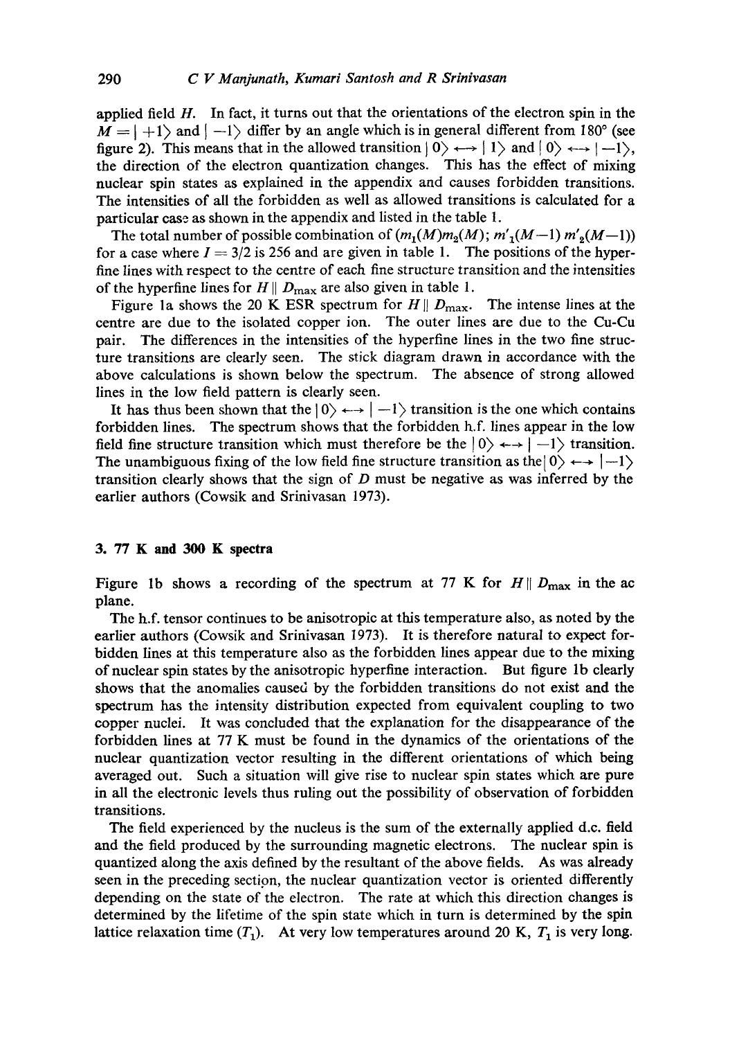applied field $H$. In fact, it turns out that the orientations of the electron spin in the $M = |+1\rangle$ and $|-1\rangle$ differ by an angle which is in general different from 180° (see figure 2). This means that in the allowed transition $|0\rangle \longleftrightarrow |1\rangle$ and $|0\rangle \longleftrightarrow |-1\rangle$, the direction of the electron quantization changes. This has the effect of mixing nuclear spin states as explained in the appendix and causes forbidden transitions. The intensities of all the forbidden as well as allowed transitions is calculated for a particular case as shown in the appendix and listed in the table 1.

The total number of possible combination of $(m_1(M)m_2(M); m'_1(M-1)\, m'_2(M-1))$ for a case where $I = 3/2$ is 256 and are given in table 1. The positions of the hyperfine lines with respect to the centre of each fine structure transition and the intensities of the hyperfine lines for $H \parallel D_{\max}$ are also given in table 1.

Figure 1a shows the 20 K ESR spectrum for $H \parallel D_{\max}$. The intense lines at the centre are due to the isolated copper ion. The outer lines are due to the Cu-Cu pair. The differences in the intensities of the hyperfine lines in the two fine structure transitions are clearly seen. The stick diagram drawn in accordance with the above calculations is shown below the spectrum. The absence of strong allowed lines in the low field pattern is clearly seen.

It has thus been shown that the $|0\rangle \longleftrightarrow |-1\rangle$ transition is the one which contains forbidden lines. The spectrum shows that the forbidden h.f. lines appear in the low field fine structure transition which must therefore be the $|0\rangle \longleftrightarrow |-1\rangle$ transition. The unambiguous fixing of the low field fine structure transition as the $|0\rangle \longleftrightarrow |-1\rangle$ transition clearly shows that the sign of $D$ must be negative as was inferred by the earlier authors (Cowsik and Srinivasan 1973).

## 3. 77 K and 300 K spectra

Figure 1b shows a recording of the spectrum at 77 K for $H \parallel D_{\max}$ in the ac plane.

The h.f. tensor continues to be anisotropic at this temperature also, as noted by the earlier authors (Cowsik and Srinivasan 1973). It is therefore natural to expect forbidden lines at this temperature also as the forbidden lines appear due to the mixing of nuclear spin states by the anisotropic hyperfine interaction. But figure 1b clearly shows that the anomalies caused by the forbidden transitions do not exist and the spectrum has the intensity distribution expected from equivalent coupling to two copper nuclei. It was concluded that the explanation for the disappearance of the forbidden lines at 77 K must be found in the dynamics of the orientations of the nuclear quantization vector resulting in the different orientations of which being averaged out. Such a situation will give rise to nuclear spin states which are pure in all the electronic levels thus ruling out the possibility of observation of forbidden transitions.

The field experienced by the nucleus is the sum of the externally applied d.c. field and the field produced by the surrounding magnetic electrons. The nuclear spin is quantized along the axis defined by the resultant of the above fields. As was already seen in the preceding section, the nuclear quantization vector is oriented differently depending on the state of the electron. The rate at which this direction changes is determined by the lifetime of the spin state which in turn is determined by the spin lattice relaxation time ($T_1$). At very low temperatures around 20 K, $T_1$ is very long.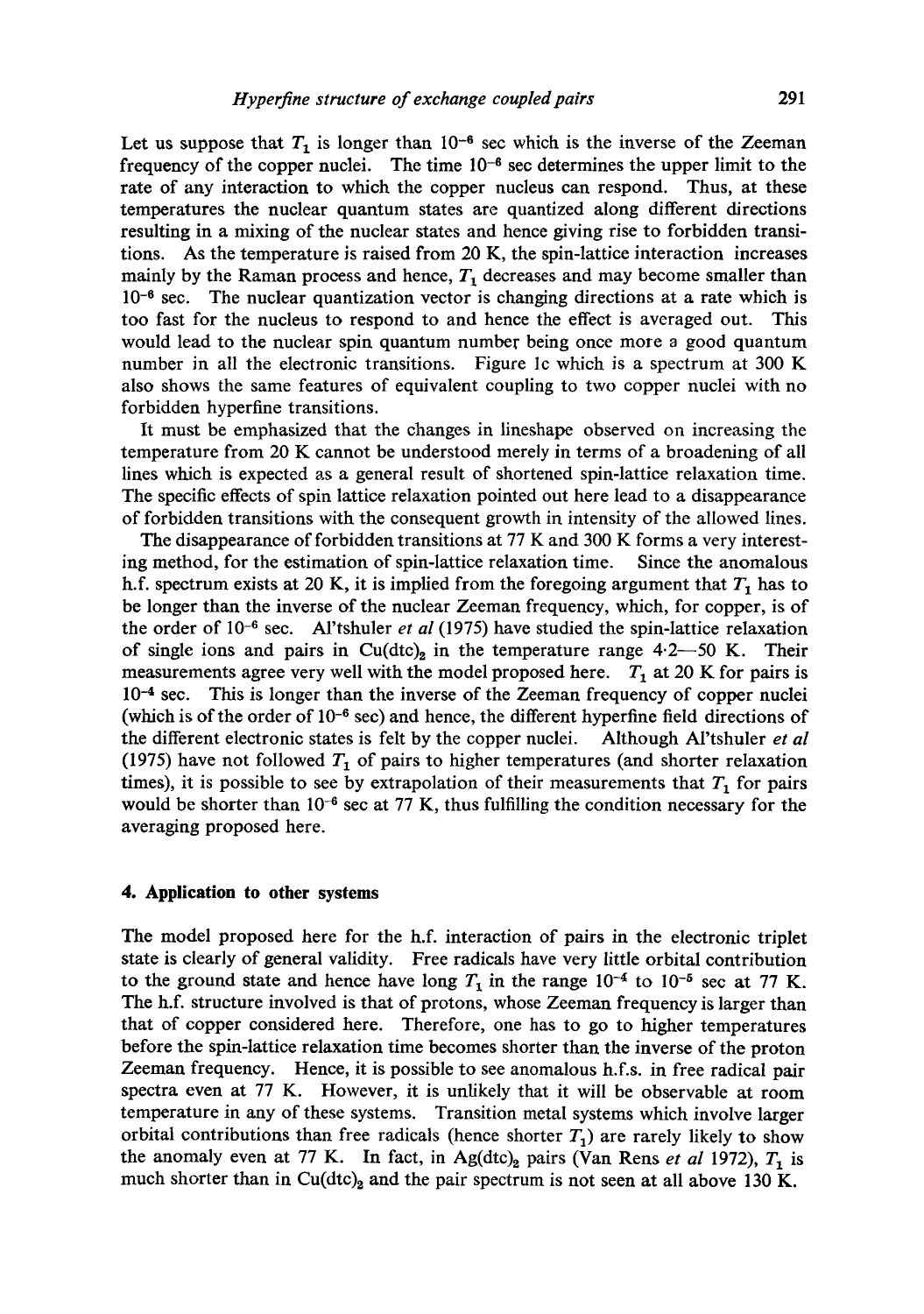Let us suppose that $T_1$ is longer than $10^{-6}$ sec which is the inverse of the Zeeman frequency of the copper nuclei. The time $10^{-6}$ sec determines the upper limit to the rate of any interaction to which the copper nucleus can respond. Thus, at these temperatures the nuclear quantum states are quantized along different directions resulting in a mixing of the nuclear states and hence giving rise to forbidden transitions. As the temperature is raised from 20 K, the spin-lattice interaction increases mainly by the Raman process and hence, $T_1$ decreases and may become smaller than $10^{-6}$ sec. The nuclear quantization vector is changing directions at a rate which is too fast for the nucleus to respond to and hence the effect is averaged out. This would lead to the nuclear spin quantum number being once more a good quantum number in all the electronic transitions. Figure 1c which is a spectrum at 300 K also shows the same features of equivalent coupling to two copper nuclei with no forbidden hyperfine transitions.

It must be emphasized that the changes in lineshape observed on increasing the temperature from 20 K cannot be understood merely in terms of a broadening of all lines which is expected as a general result of shortened spin-lattice relaxation time. The specific effects of spin lattice relaxation pointed out here lead to a disappearance of forbidden transitions with the consequent growth in intensity of the allowed lines.

The disappearance of forbidden transitions at 77 K and 300 K forms a very interesting method, for the estimation of spin-lattice relaxation time. Since the anomalous h.f. spectrum exists at 20 K, it is implied from the foregoing argument that $T_1$ has to be longer than the inverse of the nuclear Zeeman frequency, which, for copper, is of the order of $10^{-6}$ sec. Al'tshuler *et al* (1975) have studied the spin-lattice relaxation of single ions and pairs in $Cu(dtc)_2$ in the temperature range 4·2—50 K. Their measurements agree very well with the model proposed here. $T_1$ at 20 K for pairs is $10^{-4}$ sec. This is longer than the inverse of the Zeeman frequency of copper nuclei (which is of the order of $10^{-6}$ sec) and hence, the different hyperfine field directions of the different electronic states is felt by the copper nuclei. Although Al'tshuler *et al* (1975) have not followed $T_1$ of pairs to higher temperatures (and shorter relaxation times), it is possible to see by extrapolation of their measurements that $T_1$ for pairs would be shorter than $10^{-6}$ sec at 77 K, thus fulfilling the condition necessary for the averaging proposed here.

## 4. Application to other systems

The model proposed here for the h.f. interaction of pairs in the electronic triplet state is clearly of general validity. Free radicals have very little orbital contribution to the ground state and hence have long $T_1$ in the range $10^{-4}$ to $10^{-5}$ sec at 77 K. The h.f. structure involved is that of protons, whose Zeeman frequency is larger than that of copper considered here. Therefore, one has to go to higher temperatures before the spin-lattice relaxation time becomes shorter than the inverse of the proton Zeeman frequency. Hence, it is possible to see anomalous h.f.s. in free radical pair spectra even at 77 K. However, it is unlikely that it will be observable at room temperature in any of these systems. Transition metal systems which involve larger orbital contributions than free radicals (hence shorter $T_1$) are rarely likely to show the anomaly even at 77 K. In fact, in $Ag(dtc)_2$ pairs (Van Rens *et al* 1972), $T_1$ is much shorter than in $Cu(dtc)_2$ and the pair spectrum is not seen at all above 130 K.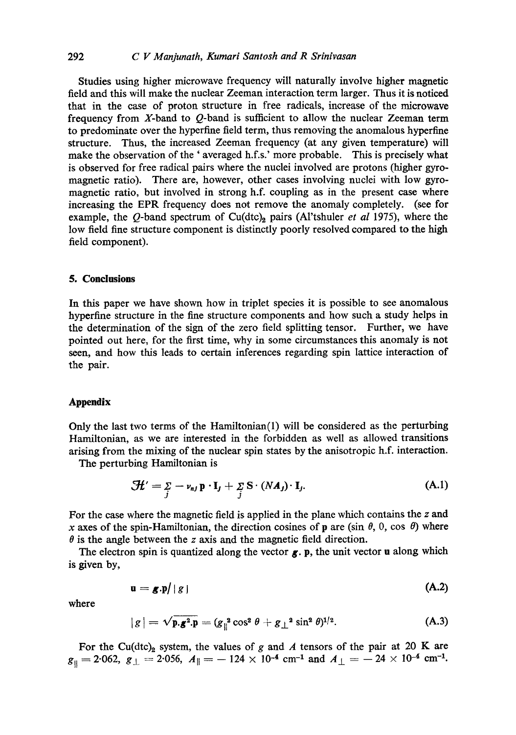Studies using higher microwave frequency will naturally involve higher magnetic field and this will make the nuclear Zeeman interaction term larger. Thus it is noticed that in the case of proton structure in free radicals, increase of the microwave frequency from $X$-band to $Q$-band is sufficient to allow the nuclear Zeeman term to predominate over the hyperfine field term, thus removing the anomalous hyperfine structure. Thus, the increased Zeeman frequency (at any given temperature) will make the observation of the 'averaged h.f.s.' more probable. This is precisely what is observed for free radical pairs where the nuclei involved are protons (higher gyromagnetic ratio). There are, however, other cases involving nuclei with low gyromagnetic ratio, but involved in strong h.f. coupling as in the present case where increasing the EPR frequency does not remove the anomaly completely. (see for example, the $Q$-band spectrum of $Cu(dtc)_2$ pairs (Al'tshuler *et al* 1975), where the low field fine structure component is distinctly poorly resolved compared to the high field component).

## 5. Conclusions

In this paper we have shown how in triplet species it is possible to see anomalous hyperfine structure in the fine structure components and how such a study helps in the determination of the sign of the zero field splitting tensor. Further, we have pointed out here, for the first time, why in some circumstances this anomaly is not seen, and how this leads to certain inferences regarding spin lattice interaction of the pair.

## Appendix

Only the last two terms of the Hamiltonian(1) will be considered as the perturbing Hamiltonian, as we are interested in the forbidden as well as allowed transitions arising from the mixing of the nuclear spin states by the anisotropic h.f. interaction.

The perturbing Hamiltonian is

$$\mathcal{H}' = \sum_j - \nu_{nj}\, \mathbf{p} \cdot \mathbf{I}_j + \sum_j \mathbf{S} \cdot (N\boldsymbol{A}_j) \cdot \mathbf{I}_j. \tag{A.1}$$

For the case where the magnetic field is applied in the plane which contains the $z$ and $x$ axes of the spin-Hamiltonian, the direction cosines of $\mathbf{p}$ are $(\sin\theta, 0, \cos\theta)$ where $\theta$ is the angle between the $z$ axis and the magnetic field direction.

The electron spin is quantized along the vector $\boldsymbol{g}.\,\mathbf{p}$, the unit vector $\mathbf{u}$ along which is given by,

$$\mathbf{u} = \boldsymbol{g}.\mathbf{p} / |g| \tag{A.2}$$

where

$$|g| = \sqrt{\mathbf{p}.\boldsymbol{g}^2.\mathbf{p}} = (g_{\parallel}^2 \cos^2\theta + g_{\perp}^2 \sin^2\theta)^{1/2}. \tag{A.3}$$

For the $Cu(dtc)_2$ system, the values of $g$ and $A$ tensors of the pair at 20 K are $g_{\parallel} = 2{\cdot}062$, $g_{\perp} = 2{\cdot}056$, $A_{\parallel} = -124 \times 10^{-4}\ \mathrm{cm}^{-1}$ and $A_{\perp} = -24 \times 10^{-4}\ \mathrm{cm}^{-1}$.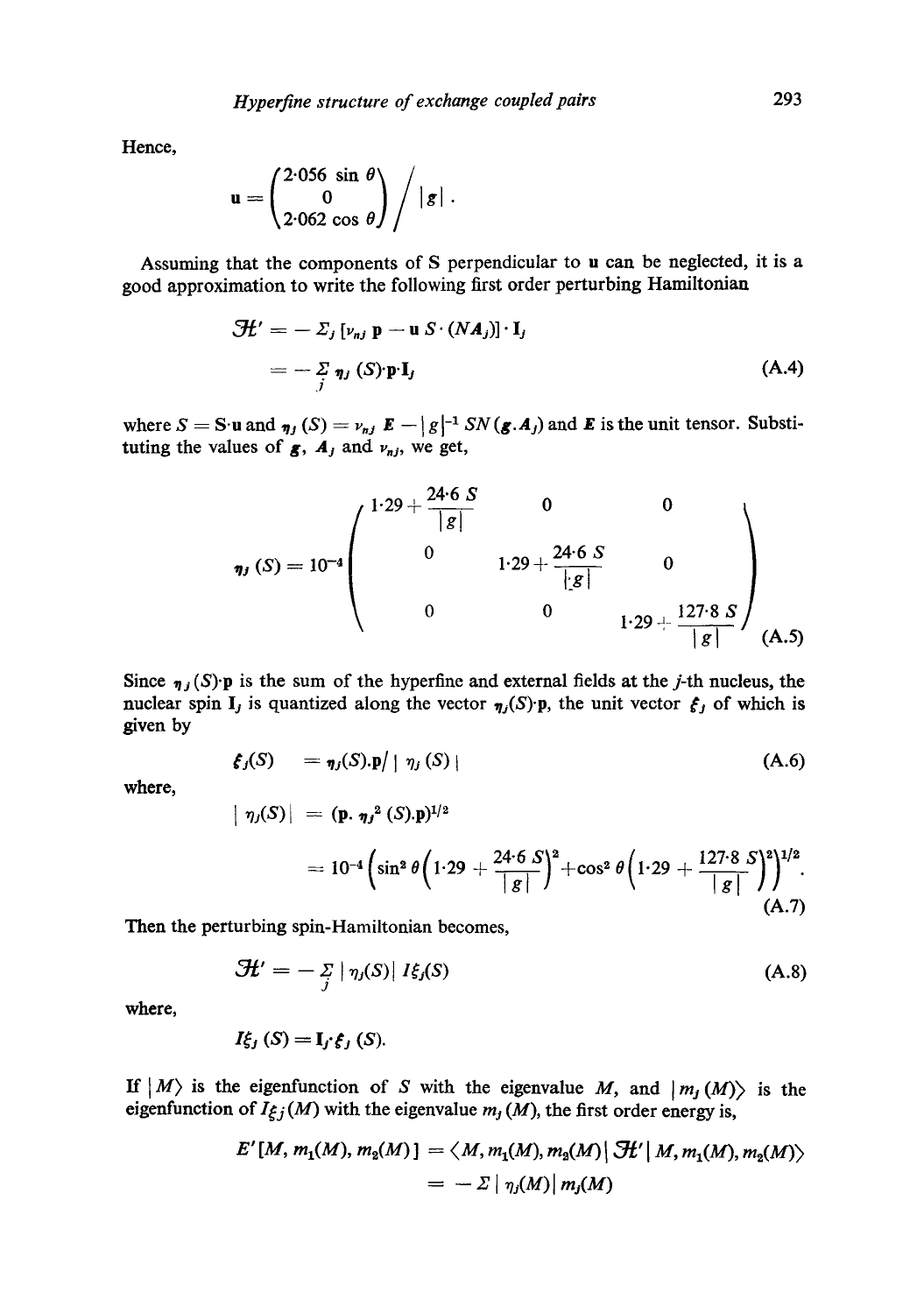Hence,

$$\mathbf{u} = \begin{pmatrix} 2{\cdot}056 \sin \theta \\ 0 \\ 2{\cdot}062 \cos \theta \end{pmatrix} \Big/ |g| \, .$$

Assuming that the components of S perpendicular to **u** can be neglected, it is a good approximation to write the following first order perturbing Hamiltonian

$$\mathcal{H}' = - \Sigma_j \left[ \nu_{nj} \, \mathbf{p} - \mathbf{u} \, S \cdot (N \boldsymbol{A}_j) \right] \cdot \mathbf{I}_j$$

$$= - \sum_j \boldsymbol{\eta}_j (S) {\cdot} \mathbf{p} {\cdot} \mathbf{I}_j \tag{A.4}$$

where $S = \mathbf{S} {\cdot} \mathbf{u}$ and $\boldsymbol{\eta}_j (S) = \nu_{nj} \, \boldsymbol{E} - |g|^{-1} \, SN(\boldsymbol{g} . \boldsymbol{A}_j)$ and $\boldsymbol{E}$ is the unit tensor. Substituting the values of $\boldsymbol{g}$, $\boldsymbol{A}_j$ and $\nu_{nj}$, we get,

$$\boldsymbol{\eta}_j (S) = 10^{-4} \begin{pmatrix} 1{\cdot}29 + \dfrac{24{\cdot}6 \, S}{|g|} & 0 & 0 \\ 0 & 1{\cdot}29 + \dfrac{24{\cdot}6 \, S}{|g|} & 0 \\ 0 & 0 & 1{\cdot}29 + \dfrac{127{\cdot}8 \, S}{|g|} \end{pmatrix} \tag{A.5}$$

Since $\boldsymbol{\eta}_j (S){\cdot}\mathbf{p}$ is the sum of the hyperfine and external fields at the $j$-th nucleus, the nuclear spin $\mathbf{I}_j$ is quantized along the vector $\boldsymbol{\eta}_j(S){\cdot}\mathbf{p}$, the unit vector $\boldsymbol{\xi}_j$ of which is given by

$$\boldsymbol{\xi}_j(S) \quad = \boldsymbol{\eta}_j(S).\mathbf{p} / \left| \, \eta_j (S) \, \right| \tag{A.6}$$

where,

$$\left| \, \eta_j(S) \right| \;\; = (\mathbf{p}. \, \boldsymbol{\eta}_j^2 \, (S).\mathbf{p})^{1/2}$$

$$= 10^{-4} \left( \sin^2 \theta \left( 1{\cdot}29 + \frac{24{\cdot}6 \, S}{|g|} \right)^2 + \cos^2 \theta \left( 1{\cdot}29 + \frac{127{\cdot}8 \, S}{|g|} \right)^2 \right)^{1/2} . \tag{A.7}$$

Then the perturbing spin-Hamiltonian becomes,

$$\mathcal{H}' = - \sum_j \left| \, \eta_j(S) \right| \, I\xi_j(S) \tag{A.8}$$

where,

$$I\xi_j \, (S) = \mathbf{I}_j {\cdot} \boldsymbol{\xi}_j \, (S).$$

If $|M\rangle$ is the eigenfunction of $S$ with the eigenvalue $M$, and $|m_j(M)\rangle$ is the eigenfunction of $I\xi_j(M)$ with the eigenvalue $m_j(M)$, the first order energy is,

$$E'[M, m_1(M), m_2(M)] = \langle M, m_1(M), m_2(M) | \, \mathcal{H}' \, | M, m_1(M), m_2(M) \rangle$$

$$= - \Sigma \left| \, \eta_j(M) \right| m_j(M)$$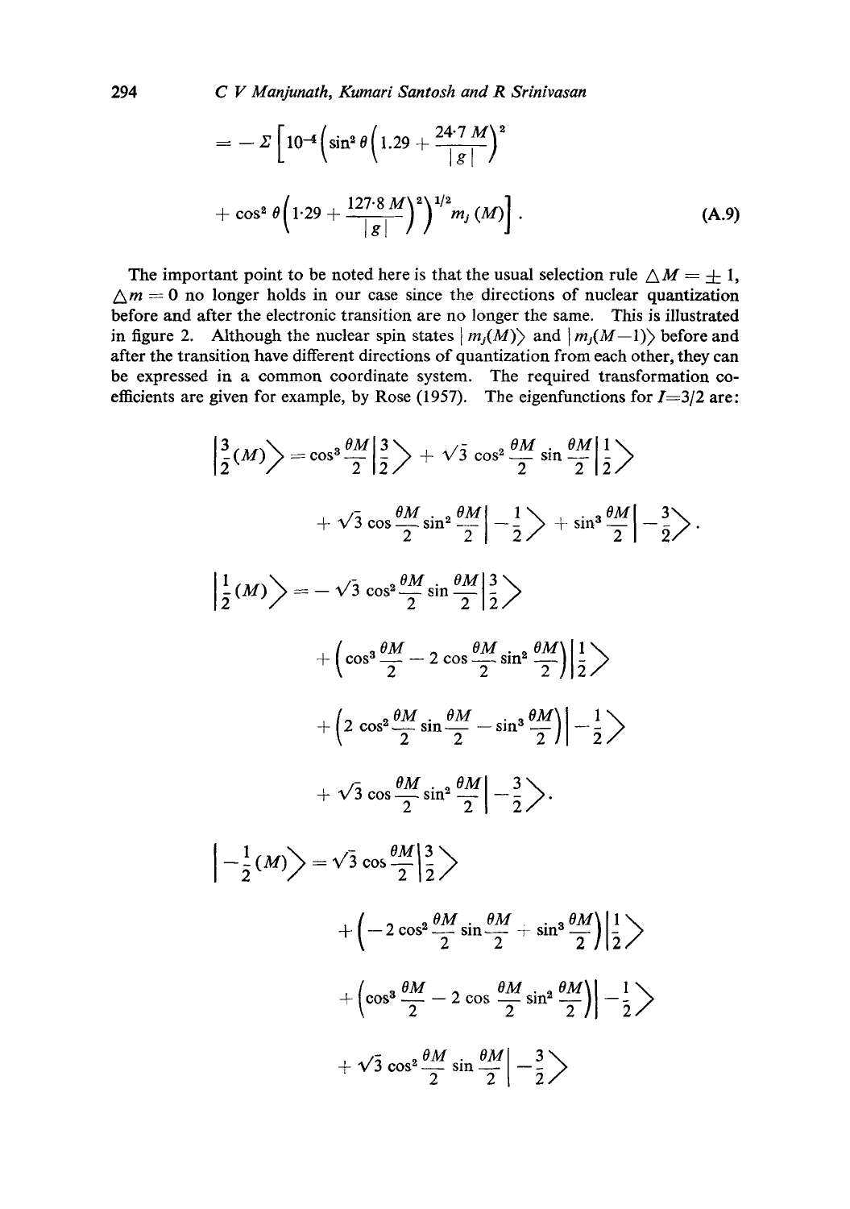$$= -\Sigma\left[10^{-4}\left(\sin^2\theta\left(1.29+\frac{24{\cdot}7\,M}{|g|}\right)^2\right.\right.$$

$$\left.\left.+\cos^2\theta\left(1{\cdot}29+\frac{127{\cdot}8\,M}{|g|}\right)^2\right)^{1/2} m_j\,(M)\right]. \tag{A.9}$$

The important point to be noted here is that the usual selection rule $\triangle M = \pm 1$, $\triangle m = 0$ no longer holds in our case since the directions of nuclear quantization before and after the electronic transition are no longer the same. This is illustrated in figure 2. Although the nuclear spin states $|\,m_j(M)\rangle$ and $|\,m_j(M-1)\rangle$ before and after the transition have different directions of quantization from each other, they can be expressed in a common coordinate system. The required transformation coefficients are given for example, by Rose (1957). The eigenfunctions for $I=3/2$ are:

$$\left|\tfrac{3}{2}(M)\right\rangle = \cos^3\frac{\theta M}{2}\left|\tfrac{3}{2}\right\rangle + \sqrt{3}\cos^2\frac{\theta M}{2}\sin\frac{\theta M}{2}\left|\tfrac{1}{2}\right\rangle$$

$$+\sqrt{3}\cos\frac{\theta M}{2}\sin^2\frac{\theta M}{2}\left|-\tfrac{1}{2}\right\rangle + \sin^3\frac{\theta M}{2}\left|-\tfrac{3}{2}\right\rangle.$$

$$\left|\tfrac{1}{2}(M)\right\rangle = -\sqrt{3}\cos^2\frac{\theta M}{2}\sin\frac{\theta M}{2}\left|\tfrac{3}{2}\right\rangle$$

$$+\left(\cos^3\frac{\theta M}{2} - 2\cos\frac{\theta M}{2}\sin^2\frac{\theta M}{2}\right)\left|\tfrac{1}{2}\right\rangle$$

$$+\left(2\cos^2\frac{\theta M}{2}\sin\frac{\theta M}{2} - \sin^3\frac{\theta M}{2}\right)\left|-\tfrac{1}{2}\right\rangle$$

$$+\sqrt{3}\cos\frac{\theta M}{2}\sin^2\frac{\theta M}{2}\left|-\tfrac{3}{2}\right\rangle.$$

$$\left|-\tfrac{1}{2}(M)\right\rangle = \sqrt{3}\cos\frac{\theta M}{2}\left|\tfrac{3}{2}\right\rangle$$

$$+\left(-2\cos^2\frac{\theta M}{2}\sin\frac{\theta M}{2} + \sin^3\frac{\theta M}{2}\right)\left|\tfrac{1}{2}\right\rangle$$

$$+\left(\cos^3\frac{\theta M}{2} - 2\cos\frac{\theta M}{2}\sin^2\frac{\theta M}{2}\right)\left|-\tfrac{1}{2}\right\rangle$$

$$+\sqrt{3}\cos^2\frac{\theta M}{2}\sin\frac{\theta M}{2}\left|-\tfrac{3}{2}\right\rangle$$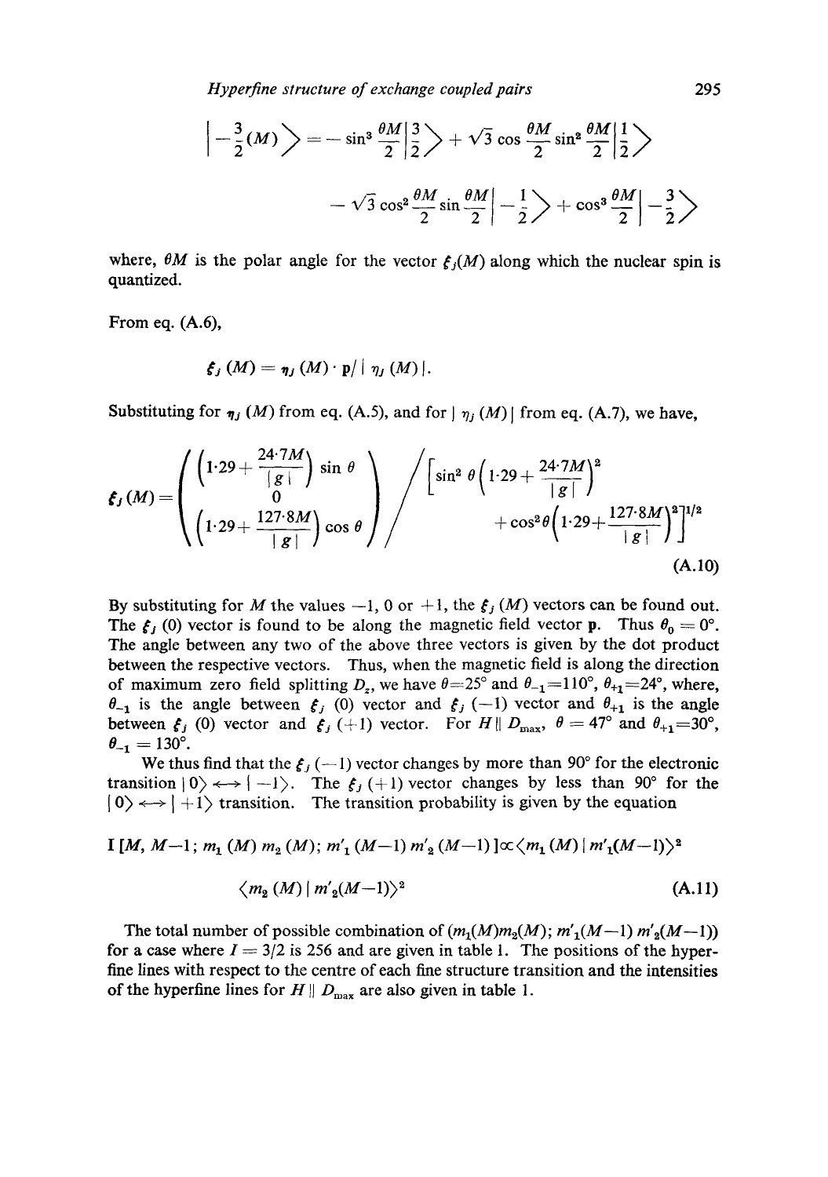$$\left|-\tfrac{3}{2}(M)\right\rangle = -\sin^3\frac{\theta M}{2}\left|\frac{3}{2}\right\rangle + \sqrt{3}\cos\frac{\theta M}{2}\sin^2\frac{\theta M}{2}\left|\frac{1}{2}\right\rangle$$

$$-\sqrt{3}\cos^2\frac{\theta M}{2}\sin\frac{\theta M}{2}\left|-\frac{1}{2}\right\rangle + \cos^3\frac{\theta M}{2}\left|-\frac{3}{2}\right\rangle$$

where, $\theta M$ is the polar angle for the vector $\xi_j(M)$ along which the nuclear spin is quantized.

From eq. (A.6),

$$\xi_j(M) = \eta_j(M)\cdot \mathbf{p}/\left|\eta_j(M)\right|.$$

Substituting for $\eta_j(M)$ from eq. (A.5), and for $|\eta_j(M)|$ from eq. (A.7), we have,

$$\xi_j(M) = \begin{pmatrix} \left(1{\cdot}29 + \dfrac{24{\cdot}7M}{|g|}\right)\sin\theta \\ 0 \\ \left(1{\cdot}29 + \dfrac{127{\cdot}8M}{|g|}\right)\cos\theta \end{pmatrix} \Bigg/ \left[\sin^2\theta\left(1{\cdot}29 + \frac{24{\cdot}7M}{|g|}\right)^2 + \cos^2\theta\left(1{\cdot}29 + \frac{127{\cdot}8M}{|g|}\right)^2\right]^{1/2} \tag{A.10}$$

By substituting for $M$ the values $-1$, $0$ or $+1$, the $\xi_j(M)$ vectors can be found out. The $\xi_j(0)$ vector is found to be along the magnetic field vector $\mathbf{p}$. Thus $\theta_0 = 0°$. The angle between any two of the above three vectors is given by the dot product between the respective vectors. Thus, when the magnetic field is along the direction of maximum zero field splitting $D_z$, we have $\theta = 25°$ and $\theta_{-1} = 110°$, $\theta_{+1} = 24°$, where, $\theta_{-1}$ is the angle between $\xi_j(0)$ vector and $\xi_j(-1)$ vector and $\theta_{+1}$ is the angle between $\xi_j(0)$ vector and $\xi_j(+1)$ vector. For $H \parallel D_{max}$, $\theta = 47°$ and $\theta_{+1} = 30°$, $\theta_{-1} = 130°$.

We thus find that the $\xi_j(-1)$ vector changes by more than 90° for the electronic transition $|0\rangle \longleftrightarrow |-1\rangle$. The $\xi_j(+1)$ vector changes by less than 90° for the $|0\rangle \longleftrightarrow |+1\rangle$ transition. The transition probability is given by the equation

$$I\,[M, M-1;\, m_1(M)\, m_2(M);\, m'_1(M-1)\, m'_2(M-1)] \propto \langle m_1(M)\,|\,m'_1(M-1)\rangle^2 \langle m_2(M)\,|\,m'_2(M-1)\rangle^2 \tag{A.11}$$

The total number of possible combination of $(m_1(M)m_2(M);\, m'_1(M-1)\, m'_2(M-1))$ for a case where $I = 3/2$ is 256 and are given in table 1. The positions of the hyperfine lines with respect to the centre of each fine structure transition and the intensities of the hyperfine lines for $H \parallel D_{max}$ are also given in table 1.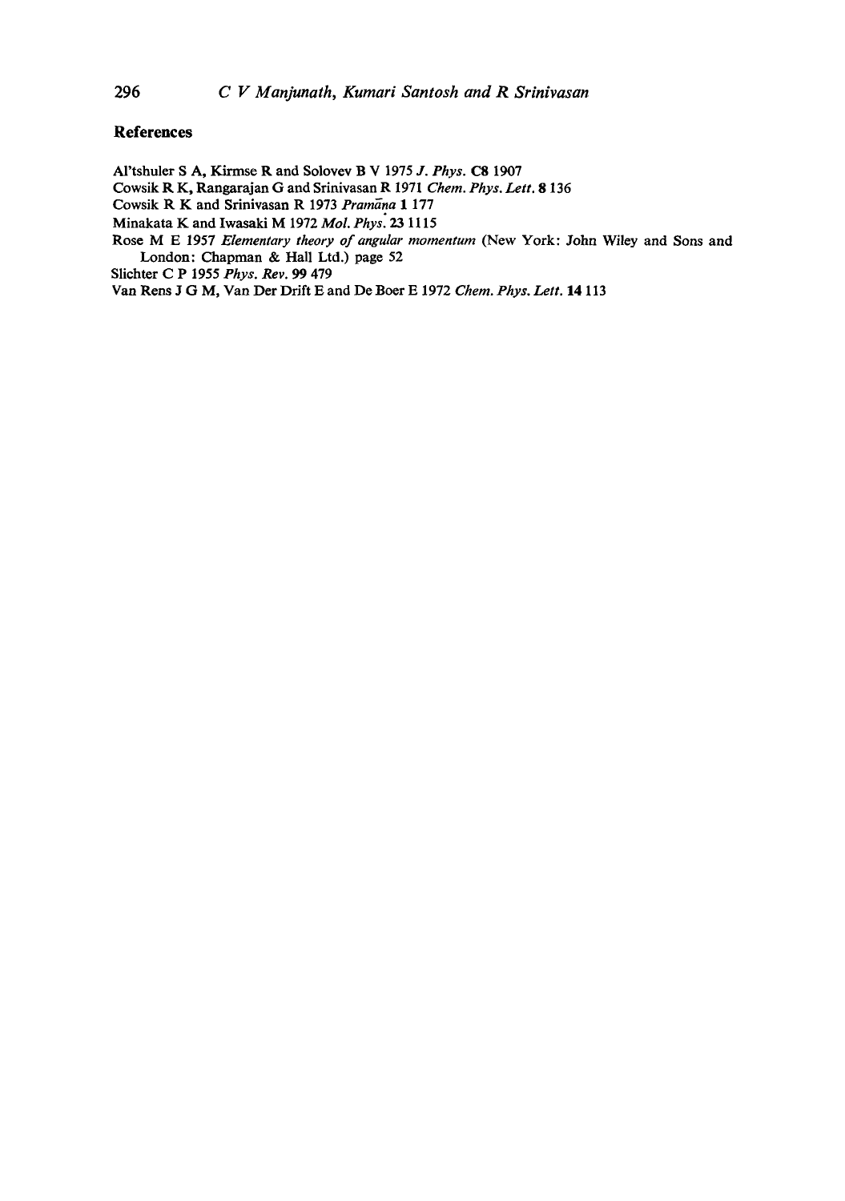## References

Al'tshuler S A, Kirmse R and Solovev B V 1975 *J. Phys.* **C8** 1907

Cowsik R K, Rangarajan G and Srinivasan R 1971 *Chem. Phys. Lett.* **8** 136

Cowsik R K and Srinivasan R 1973 *Pramāṇa* **1** 177

Minakata K and Iwasaki M 1972 *Mol. Phys.* **23** 1115

Rose M E 1957 *Elementary theory of angular momentum* (New York: John Wiley and Sons and London: Chapman & Hall Ltd.) page 52

Slichter C P 1955 *Phys. Rev.* **99** 479

Van Rens J G M, Van Der Drift E and De Boer E 1972 *Chem. Phys. Lett.* **14** 113